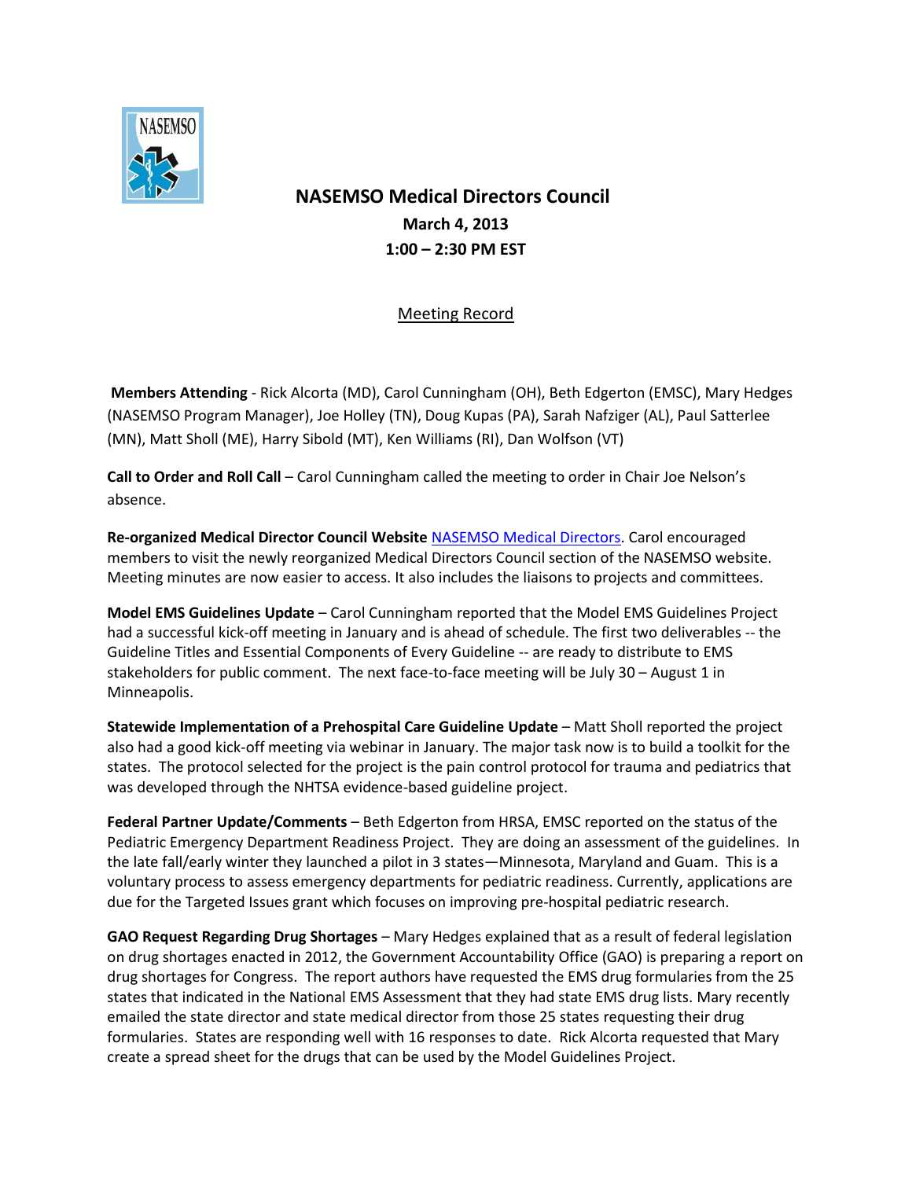# NASEMSO Medical Directors Council

**March 4, 2013**

**1:00 – 2:30 PM EST**

Meeting Record

**Members Attending** - Rick Alcorta (MD), Carol Cunningham (OH), Beth Edgerton (EMSC), Mary Hedges (NASEMSO Program Manager), Joe Holley (TN), Doug Kupas (PA), Sarah Nafziger (AL), Paul Satterlee (MN), Matt Sholl (ME), Harry Sibold (MT), Ken Williams (RI), Dan Wolfson (VT)

**Call to Order and Roll Call** – Carol Cunningham called the meeting to order in Chair Joe Nelson's absence.

**Re-organized Medical Director Council Website** NASEMSO Medical Directors. Carol encouraged members to visit the newly reorganized Medical Directors Council section of the NASEMSO website. Meeting minutes are now easier to access. It also includes the liaisons to projects and committees.

**Model EMS Guidelines Update** – Carol Cunningham reported that the Model EMS Guidelines Project had a successful kick-off meeting in January and is ahead of schedule. The first two deliverables -- the Guideline Titles and Essential Components of Every Guideline -- are ready to distribute to EMS stakeholders for public comment. The next face-to-face meeting will be July 30 – August 1 in Minneapolis.

**Statewide Implementation of a Prehospital Care Guideline Update** – Matt Sholl reported the project also had a good kick-off meeting via webinar in January. The major task now is to build a toolkit for the states. The protocol selected for the project is the pain control protocol for trauma and pediatrics that was developed through the NHTSA evidence-based guideline project.

**Federal Partner Update/Comments** – Beth Edgerton from HRSA, EMSC reported on the status of the Pediatric Emergency Department Readiness Project. They are doing an assessment of the guidelines. In the late fall/early winter they launched a pilot in 3 states—Minnesota, Maryland and Guam. This is a voluntary process to assess emergency departments for pediatric readiness. Currently, applications are due for the Targeted Issues grant which focuses on improving pre-hospital pediatric research.

**GAO Request Regarding Drug Shortages** – Mary Hedges explained that as a result of federal legislation on drug shortages enacted in 2012, the Government Accountability Office (GAO) is preparing a report on drug shortages for Congress. The report authors have requested the EMS drug formularies from the 25 states that indicated in the National EMS Assessment that they had state EMS drug lists. Mary recently emailed the state director and state medical director from those 25 states requesting their drug formularies. States are responding well with 16 responses to date. Rick Alcorta requested that Mary create a spread sheet for the drugs that can be used by the Model Guidelines Project.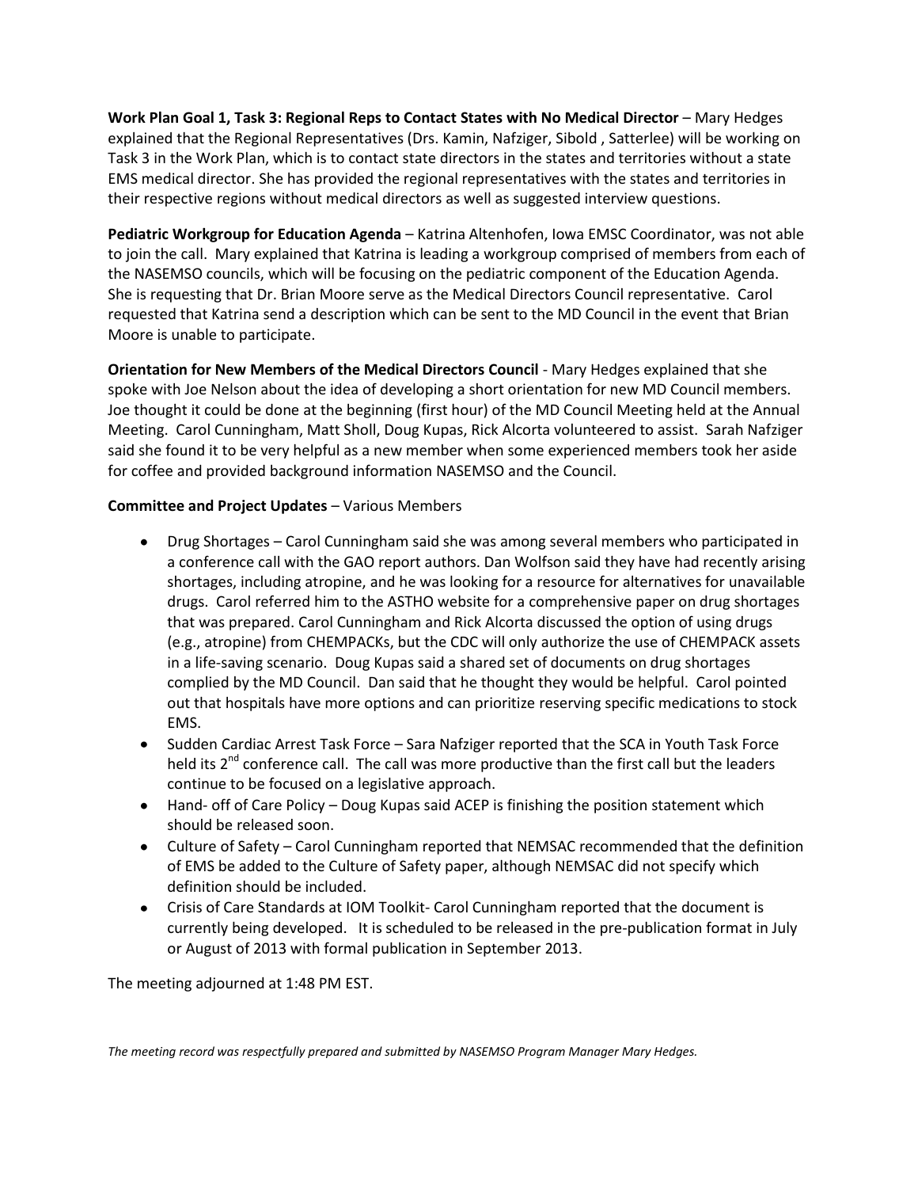**Work Plan Goal 1, Task 3: Regional Reps to Contact States with No Medical Director** – Mary Hedges explained that the Regional Representatives (Drs. Kamin, Nafziger, Sibold , Satterlee) will be working on Task 3 in the Work Plan, which is to contact state directors in the states and territories without a state EMS medical director. She has provided the regional representatives with the states and territories in their respective regions without medical directors as well as suggested interview questions.

**Pediatric Workgroup for Education Agenda** – Katrina Altenhofen, Iowa EMSC Coordinator, was not able to join the call. Mary explained that Katrina is leading a workgroup comprised of members from each of the NASEMSO councils, which will be focusing on the pediatric component of the Education Agenda. She is requesting that Dr. Brian Moore serve as the Medical Directors Council representative. Carol requested that Katrina send a description which can be sent to the MD Council in the event that Brian Moore is unable to participate.

**Orientation for New Members of the Medical Directors Council** - Mary Hedges explained that she spoke with Joe Nelson about the idea of developing a short orientation for new MD Council members. Joe thought it could be done at the beginning (first hour) of the MD Council Meeting held at the Annual Meeting. Carol Cunningham, Matt Sholl, Doug Kupas, Rick Alcorta volunteered to assist. Sarah Nafziger said she found it to be very helpful as a new member when some experienced members took her aside for coffee and provided background information NASEMSO and the Council.

**Committee and Project Updates** – Various Members

- Drug Shortages – Carol Cunningham said she was among several members who participated in a conference call with the GAO report authors. Dan Wolfson said they have had recently arising shortages, including atropine, and he was looking for a resource for alternatives for unavailable drugs. Carol referred him to the ASTHO website for a comprehensive paper on drug shortages that was prepared. Carol Cunningham and Rick Alcorta discussed the option of using drugs (e.g., atropine) from CHEMPACKs, but the CDC will only authorize the use of CHEMPACK assets in a life-saving scenario. Doug Kupas said a shared set of documents on drug shortages complied by the MD Council. Dan said that he thought they would be helpful. Carol pointed out that hospitals have more options and can prioritize reserving specific medications to stock EMS.
- Sudden Cardiac Arrest Task Force – Sara Nafziger reported that the SCA in Youth Task Force held its 2nd conference call. The call was more productive than the first call but the leaders continue to be focused on a legislative approach.
- Hand- off of Care Policy – Doug Kupas said ACEP is finishing the position statement which should be released soon.
- Culture of Safety – Carol Cunningham reported that NEMSAC recommended that the definition of EMS be added to the Culture of Safety paper, although NEMSAC did not specify which definition should be included.
- Crisis of Care Standards at IOM Toolkit- Carol Cunningham reported that the document is currently being developed. It is scheduled to be released in the pre-publication format in July or August of 2013 with formal publication in September 2013.

The meeting adjourned at 1:48 PM EST.

*The meeting record was respectfully prepared and submitted by NASEMSO Program Manager Mary Hedges.*